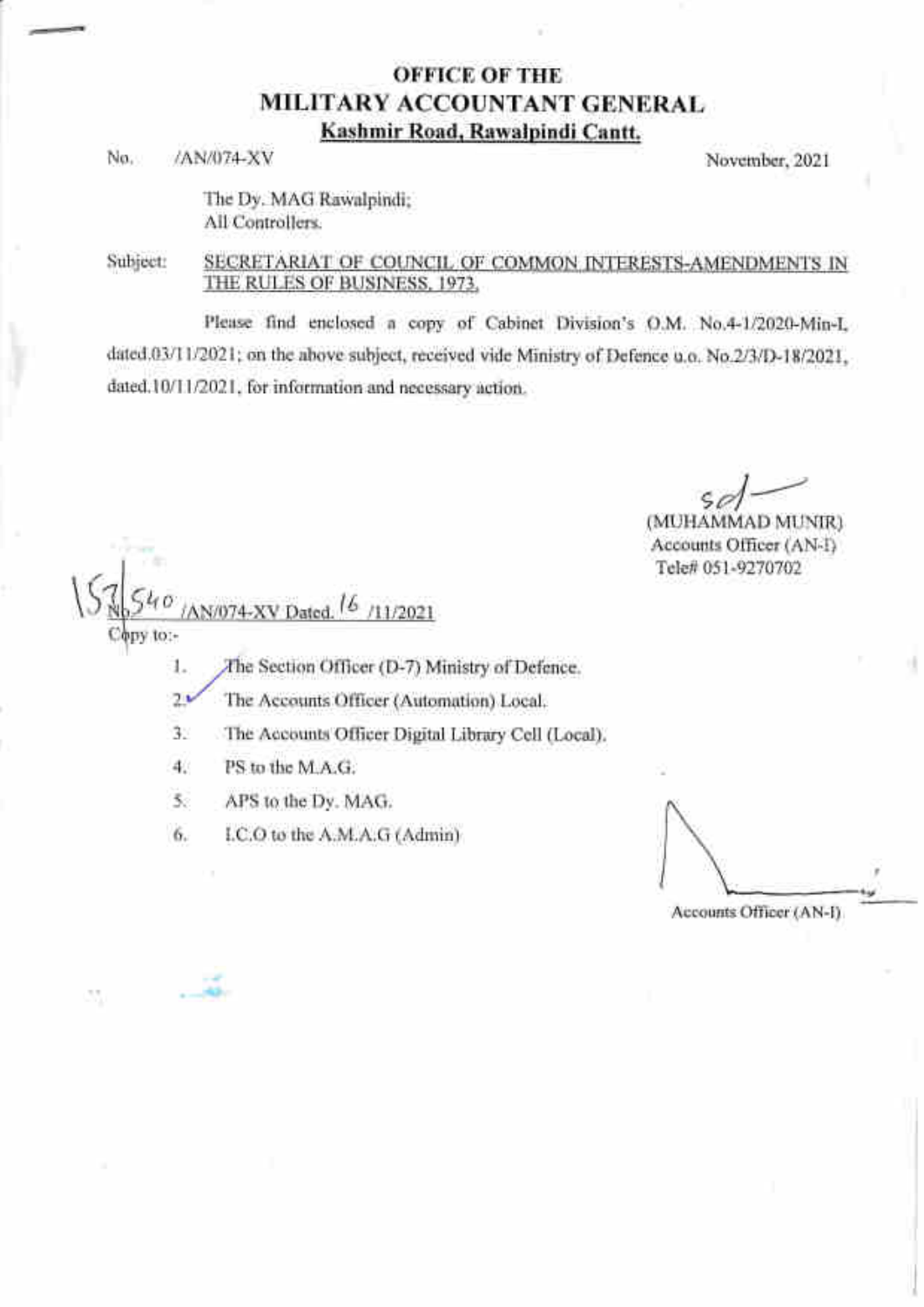# OFFICE OF THE
# MILITARY ACCOUNTANT GENERAL
**Kashmir Road, Rawalpindi Cantt.**

No. /AN/074-XV November, 2021

The Dy. MAG Rawalpindi;
All Controllers.

Subject: SECRETARIAT OF COUNCIL OF COMMON INTERESTS-AMENDMENTS IN THE RULES OF BUSINESS, 1973.

Please find enclosed a copy of Cabinet Division's O.M. No.4-1/2020-Min-I, dated.03/11/2021; on the above subject, received vide Ministry of Defence u.o. No.2/3/D-18/2021, dated.10/11/2021, for information and necessary action.

sd/
(MUHAMMAD MUNIR)
Accounts Officer (AN-I)
Tele# 051-9270702

No.157540/AN/074-XV Dated. 16 /11/2021

Copy to:-

1. The Section Officer (D-7) Ministry of Defence.
2. The Accounts Officer (Automation) Local.
3. The Accounts Officer Digital Library Cell (Local).
4. PS to the M.A.G.
5. APS to the Dy. MAG.
6. I.C.O to the A.M.A.G (Admin)

Accounts Officer (AN-I)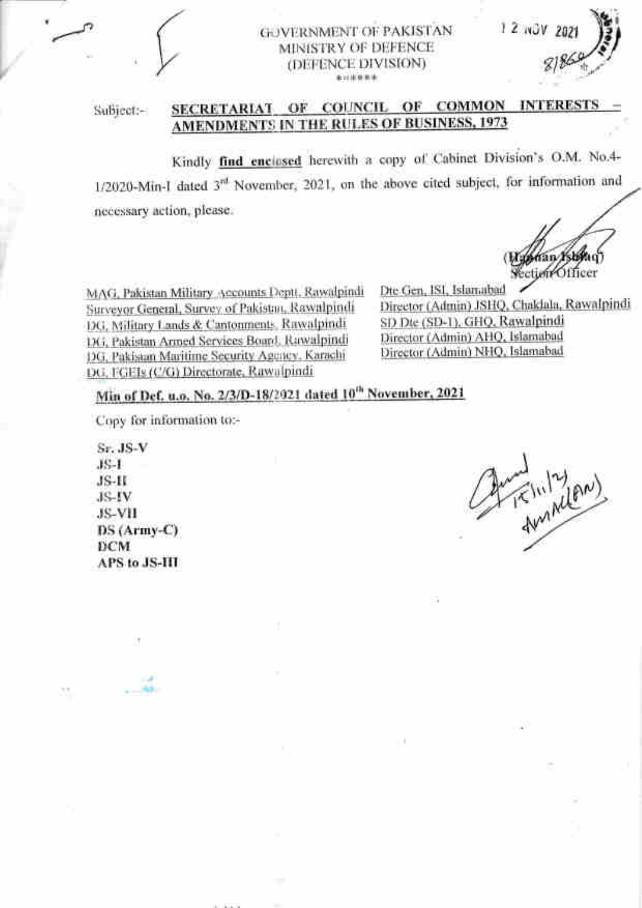GOVERNMENT OF PAKISTAN
MINISTRY OF DEFENCE
(DEFENCE DIVISION)

\*\*\*\*\*\*

12 NOV 2021

8186

Subject:- **SECRETARIAT OF COUNCIL OF COMMON INTERESTS – AMENDMENTS IN THE RULES OF BUSINESS, 1973**

Kindly **find enclosed** herewith a copy of Cabinet Division's O.M. No.4-1/2020-Min-I dated 3[rd] November, 2021, on the above cited subject, for information and necessary action, please.

(Hamaan Ishfaq)
Section Officer

MAG, Pakistan Military Accounts Deptt, Rawalpindi
Surveyor General, Survey of Pakistan, Rawalpindi
DG, Military Lands & Cantonments, Rawalpindi
DG, Pakistan Armed Services Board, Rawalpindi
DG, Pakistan Maritime Security Agency, Karachi
DG, FGEIs (C/G) Directorate, Rawalpindi
Dte Gen, ISI, Islamabad
Director (Admin) JSHQ, Chaklala, Rawalpindi
SD Dte (SD-1), GHQ, Rawalpindi
Director (Admin) AHQ, Islamabad
Director (Admin) NHQ, Islamabad

**Min of Def, u.o. No. 2/3/D-18/2021 dated 10[th] November, 2021**

Copy for information to:-

**Sr. JS-V**
**JS-I**
**JS-II**
**JS-IV**
**JS-VII**
**DS (Army-C)**
**DCM**
**APS to JS-III**

15/11/21
AMA(AN)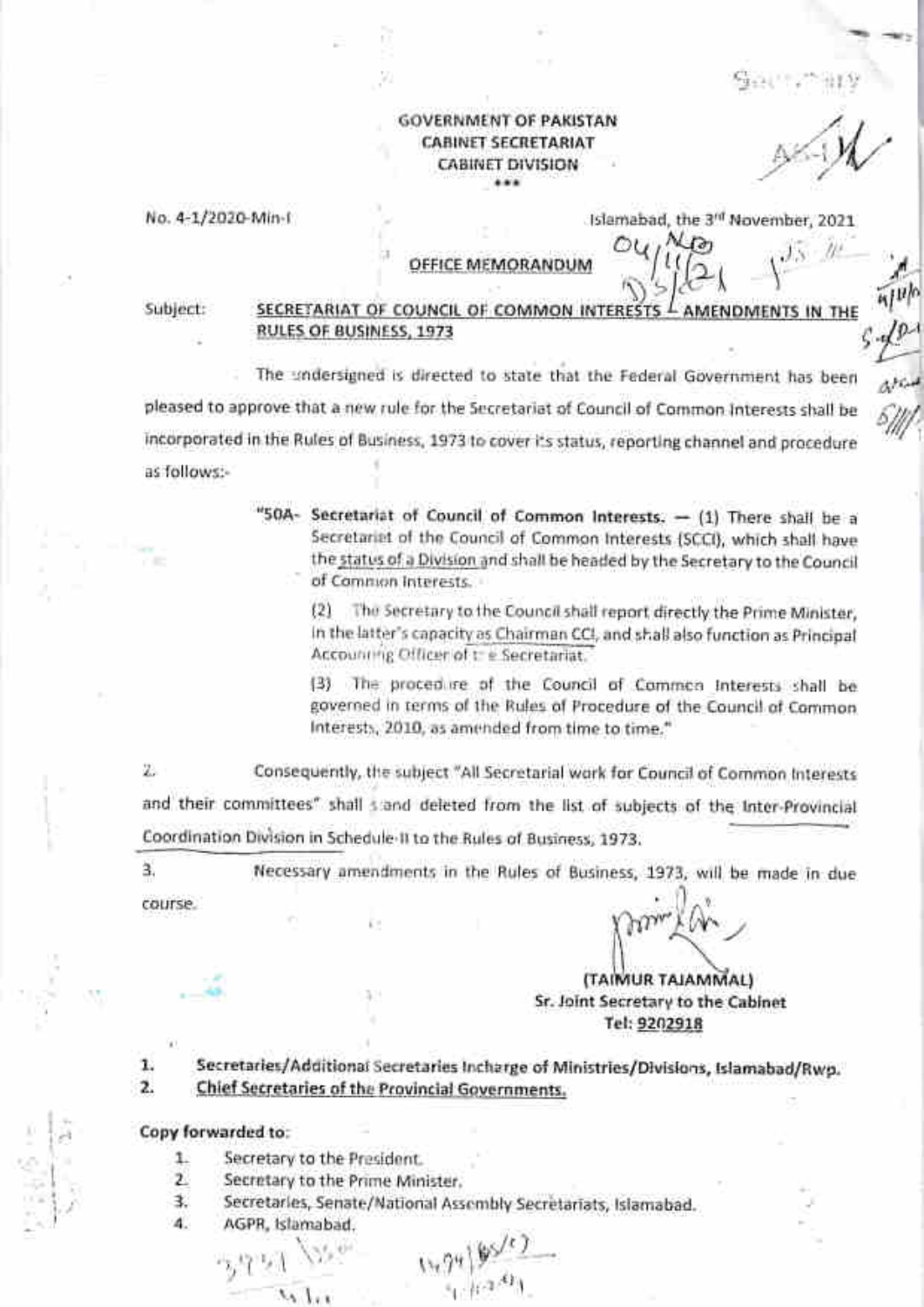GOVERNMENT OF PAKISTAN
CABINET SECRETARIAT
CABINET DIVISION
\*\*\*

No. 4-1/2020-Min-I

Islamabad, the 3rd November, 2021

**OFFICE MEMORANDUM**

Subject: **SECRETARIAT OF COUNCIL OF COMMON INTERESTS – AMENDMENTS IN THE RULES OF BUSINESS, 1973**

The undersigned is directed to state that the Federal Government has been pleased to approve that a new rule for the Secretariat of Council of Common Interests shall be incorporated in the Rules of Business, 1973 to cover its status, reporting channel and procedure as follows:-

> "50A- Secretariat of Council of Common Interests. — (1) There shall be a Secretariat of the Council of Common Interests (SCCI), which shall have the status of a Division and shall be headed by the Secretary to the Council of Common Interests.
>
> (2) The Secretary to the Council shall report directly the Prime Minister, in the latter's capacity as Chairman CCI, and shall also function as Principal Accounting Officer of the Secretariat.
>
> (3) The procedure of the Council of Common Interests shall be governed in terms of the Rules of Procedure of the Council of Common Interests, 2010, as amended from time to time."

2. Consequently, the subject "All Secretarial work for Council of Common Interests and their committees" shall stand deleted from the list of subjects of the Inter-Provincial Coordination Division in Schedule-II to the Rules of Business, 1973.

3. Necessary amendments in the Rules of Business, 1973, will be made in due course.

(TAIMUR TAJAMMAL)
Sr. Joint Secretary to the Cabinet
Tel: 9202918

1. Secretaries/Additional Secretaries Incharge of Ministries/Divisions, Islamabad/Rwp.
2. Chief Secretaries of the Provincial Governments.

**Copy forwarded to:**

1. Secretary to the President.
2. Secretary to the Prime Minister.
3. Secretaries, Senate/National Assembly Secretariats, Islamabad.
4. AGPR, Islamabad.